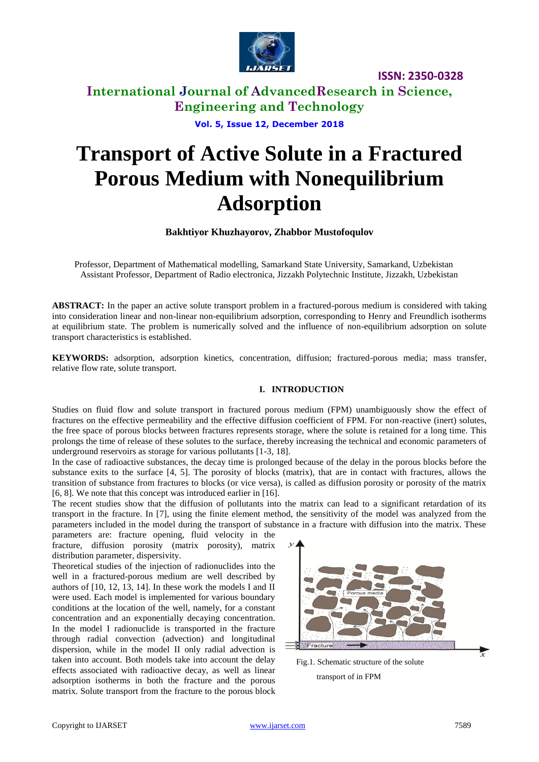# Transport of Active Solute in a Fractured Porous Medium with Nonequilibrium Adsorption

**Bakhtiyor Khuzhayorov, Zhabbor Mustofoqulov**

Professor, Department of Mathematical modelling, Samarkand State University, Samarkand, Uzbekistan
Assistant Professor, Department of Radio electronica, Jizzakh Polytechnic Institute, Jizzakh, Uzbekistan

**ABSTRACT:** In the paper an active solute transport problem in a fractured-porous medium is considered with taking into consideration linear and non-linear non-equilibrium adsorption, corresponding to Henry and Freundlich isotherms at equilibrium state. The problem is numerically solved and the influence of non-equilibrium adsorption on solute transport characteristics is established.

**KEYWORDS:** adsorption, adsorption kinetics, concentration, diffusion; fractured-porous media; mass transfer, relative flow rate, solute transport.

## I. INTRODUCTION

Studies on fluid flow and solute transport in fractured porous medium (FPM) unambiguously show the effect of fractures on the effective permeability and the effective diffusion coefficient of FPM. For non-reactive (inert) solutes, the free space of porous blocks between fractures represents storage, where the solute is retained for a long time. This prolongs the time of release of these solutes to the surface, thereby increasing the technical and economic parameters of underground reservoirs as storage for various pollutants [1-3, 18].

In the case of radioactive substances, the decay time is prolonged because of the delay in the porous blocks before the substance exits to the surface [4, 5]. The porosity of blocks (matrix), that are in contact with fractures, allows the transition of substance from fractures to blocks (or vice versa), is called as diffusion porosity or porosity of the matrix [6, 8]. We note that this concept was introduced earlier in [16].

The recent studies show that the diffusion of pollutants into the matrix can lead to a significant retardation of its transport in the fracture. In [7], using the finite element method, the sensitivity of the model was analyzed from the parameters included in the model during the transport of substance in a fracture with diffusion into the matrix. These parameters are: fracture opening, fluid velocity in the fracture, diffusion porosity (matrix porosity), matrix distribution parameter, dispersivity.

Theoretical studies of the injection of radionuclides into the well in a fractured-porous medium are well described by authors of [10, 12, 13, 14]. In these work the models I and II were used. Each model is implemented for various boundary conditions at the location of the well, namely, for a constant concentration and an exponentially decaying concentration. In the model I radionuclide is transported in the fracture through radial convection (advection) and longitudinal dispersion, while in the model II only radial advection is taken into account. Both models take into account the delay effects associated with radioactive decay, as well as linear adsorption isotherms in both the fracture and the porous matrix. Solute transport from the fracture to the porous block

Fig.1. Schematic structure of the solute transport of in FPM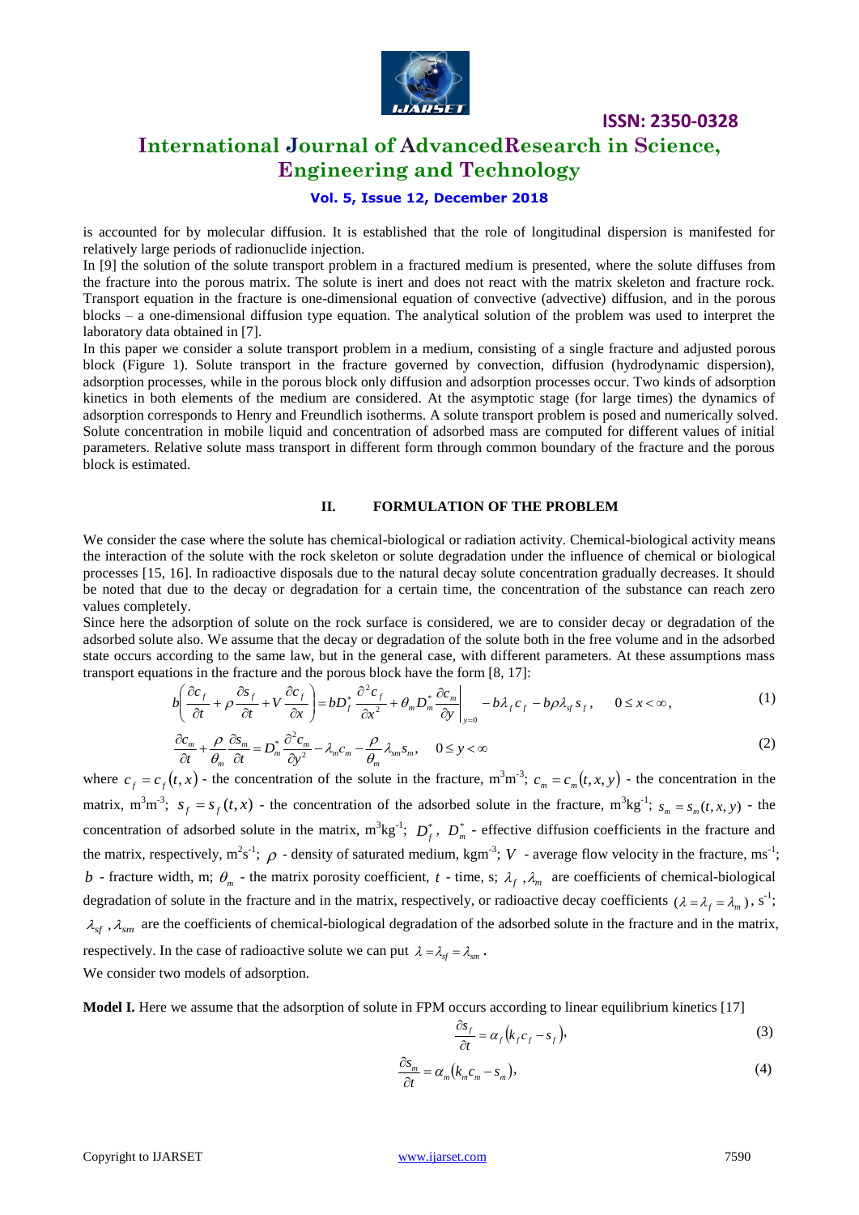is accounted for by molecular diffusion. It is established that the role of longitudinal dispersion is manifested for relatively large periods of radionuclide injection.

In [9] the solution of the solute transport problem in a fractured medium is presented, where the solute diffuses from the fracture into the porous matrix. The solute is inert and does not react with the matrix skeleton and fracture rock. Transport equation in the fracture is one-dimensional equation of convective (advective) diffusion, and in the porous blocks – a one-dimensional diffusion type equation. The analytical solution of the problem was used to interpret the laboratory data obtained in [7].

In this paper we consider a solute transport problem in a medium, consisting of a single fracture and adjusted porous block (Figure 1). Solute transport in the fracture governed by convection, diffusion (hydrodynamic dispersion), adsorption processes, while in the porous block only diffusion and adsorption processes occur. Two kinds of adsorption kinetics in both elements of the medium are considered. At the asymptotic stage (for large times) the dynamics of adsorption corresponds to Henry and Freundlich isotherms. A solute transport problem is posed and numerically solved. Solute concentration in mobile liquid and concentration of adsorbed mass are computed for different values of initial parameters. Relative solute mass transport in different form through common boundary of the fracture and the porous block is estimated.

## II. FORMULATION OF THE PROBLEM

We consider the case where the solute has chemical-biological or radiation activity. Chemical-biological activity means the interaction of the solute with the rock skeleton or solute degradation under the influence of chemical or biological processes [15, 16]. In radioactive disposals due to the natural decay solute concentration gradually decreases. It should be noted that due to the decay or degradation for a certain time, the concentration of the substance can reach zero values completely.

Since here the adsorption of solute on the rock surface is considered, we are to consider decay or degradation of the adsorbed solute also. We assume that the decay or degradation of the solute both in the free volume and in the adsorbed state occurs according to the same law, but in the general case, with different parameters. At these assumptions mass transport equations in the fracture and the porous block have the form [8, 17]:

$$b\left(\frac{\partial c_f}{\partial t}+\rho\frac{\partial s_f}{\partial t}+V\frac{\partial c_f}{\partial x}\right)=bD_f^*\frac{\partial^2 c_f}{\partial x^2}+\theta_m D_m^*\left.\frac{\partial c_m}{\partial y}\right|_{y=0}-b\lambda_f c_f-b\rho\lambda_{sf}s_f,\qquad 0\le x<\infty,\tag{1}$$

$$\frac{\partial c_m}{\partial t}+\frac{\rho}{\theta_m}\frac{\partial s_m}{\partial t}=D_m^*\frac{\partial^2 c_m}{\partial y^2}-\lambda_m c_m-\frac{\rho}{\theta_m}\lambda_{sm}s_m,\qquad 0\le y<\infty\tag{2}$$

where $c_f=c_f(t,x)$ - the concentration of the solute in the fracture, $m^3m^{-3}$; $c_m=c_m(t,x,y)$ - the concentration in the matrix, $m^3m^{-3}$; $s_f=s_f(t,x)$ - the concentration of the adsorbed solute in the fracture, $m^3kg^{-1}$; $s_m=s_m(t,x,y)$ - the concentration of adsorbed solute in the matrix, $m^3kg^{-1}$; $D_f^*$, $D_m^*$ - effective diffusion coefficients in the fracture and the matrix, respectively, $m^2s^{-1}$; $\rho$ - density of saturated medium, $kgm^{-3}$; $V$ - average flow velocity in the fracture, $ms^{-1}$; $b$ - fracture width, m; $\theta_m$ - the matrix porosity coefficient, $t$ - time, s; $\lambda_f,\lambda_m$ are coefficients of chemical-biological degradation of solute in the fracture and in the matrix, respectively, or radioactive decay coefficients $(\lambda=\lambda_f=\lambda_m)$, $s^{-1}$; $\lambda_{sf},\lambda_{sm}$ are the coefficients of chemical-biological degradation of the adsorbed solute in the fracture and in the matrix, respectively. In the case of radioactive solute we can put $\lambda=\lambda_{sf}=\lambda_{sm}$.

We consider two models of adsorption.

**Model I.** Here we assume that the adsorption of solute in FPM occurs according to linear equilibrium kinetics [17]

$$\frac{\partial s_f}{\partial t}=\alpha_f\left(k_f c_f-s_f\right),\tag{3}$$

$$\frac{\partial s_m}{\partial t}=\alpha_m\left(k_m c_m-s_m\right),\tag{4}$$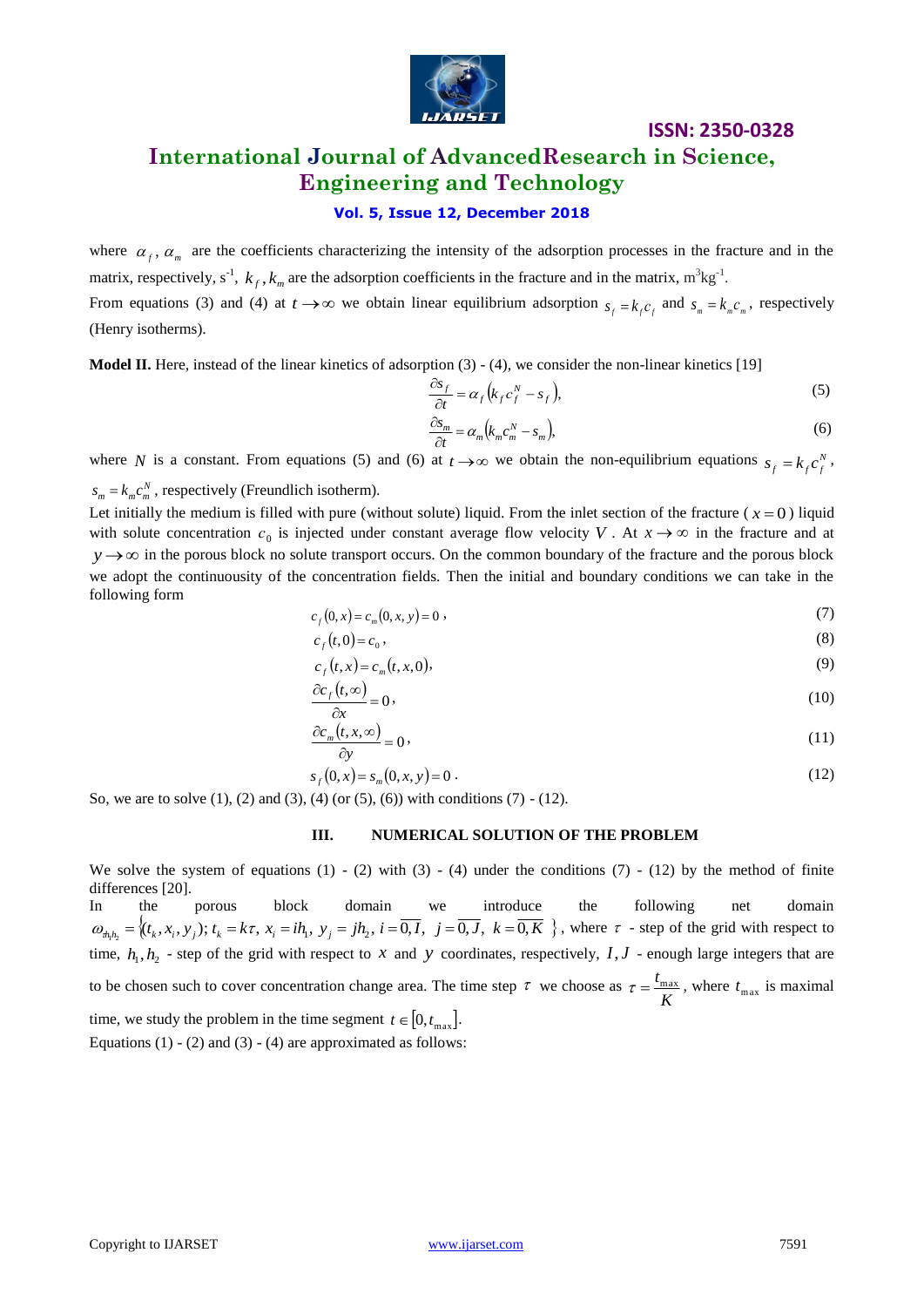where $\alpha_f$, $\alpha_m$ are the coefficients characterizing the intensity of the adsorption processes in the fracture and in the matrix, respectively, $s^{-1}$, $k_f, k_m$ are the adsorption coefficients in the fracture and in the matrix, $m^3kg^{-1}$.

From equations (3) and (4) at $t \to \infty$ we obtain linear equilibrium adsorption $s_f = k_f c_f$ and $s_m = k_m c_m$, respectively (Henry isotherms).

**Model II.** Here, instead of the linear kinetics of adsorption (3) - (4), we consider the non-linear kinetics [19]

$$\frac{\partial s_f}{\partial t} = \alpha_f \left( k_f c_f^N - s_f \right), \tag{5}$$

$$\frac{\partial s_m}{\partial t} = \alpha_m \left( k_m c_m^N - s_m \right), \tag{6}$$

where $N$ is a constant. From equations (5) and (6) at $t \to \infty$ we obtain the non-equilibrium equations $s_f = k_f c_f^N$, $s_m = k_m c_m^N$, respectively (Freundlich isotherm).

Let initially the medium is filled with pure (without solute) liquid. From the inlet section of the fracture ($x = 0$) liquid with solute concentration $c_0$ is injected under constant average flow velocity $V$. At $x \to \infty$ in the fracture and at $y \to \infty$ in the porous block no solute transport occurs. On the common boundary of the fracture and the porous block we adopt the continuousity of the concentration fields. Then the initial and boundary conditions we can take in the following form

$$c_f(0, x) = c_m(0, x, y) = 0, \tag{7}$$

$$c_f(t, 0) = c_0, \tag{8}$$

$$c_f(t, x) = c_m(t, x, 0), \tag{9}$$

$$\frac{\partial c_f(t, \infty)}{\partial x} = 0, \tag{10}$$

$$\frac{\partial c_m(t, x, \infty)}{\partial y} = 0, \tag{11}$$

$$s_f(0, x) = s_m(0, x, y) = 0. \tag{12}$$

So, we are to solve (1), (2) and (3), (4) (or (5), (6)) with conditions (7) - (12).

## III. NUMERICAL SOLUTION OF THE PROBLEM

We solve the system of equations (1) - (2) with (3) - (4) under the conditions (7) - (12) by the method of finite differences [20].

In the porous block domain we introduce the following net domain $\omega_{\tau h_1 h_2} = \left\{ (t_k, x_i, y_j);\ t_k = k\tau,\ x_i = ih_1,\ y_j = jh_2,\ i = \overline{0, I},\ j = \overline{0, J},\ k = \overline{0, K} \right\}$, where $\tau$ - step of the grid with respect to time, $h_1, h_2$ - step of the grid with respect to $x$ and $y$ coordinates, respectively, $I, J$ - enough large integers that are to be chosen such to cover concentration change area. The time step $\tau$ we choose as $\tau = \frac{t_{\max}}{K}$, where $t_{\max}$ is maximal time, we study the problem in the time segment $t \in [0, t_{\max}]$.

Equations (1) - (2) and (3) - (4) are approximated as follows: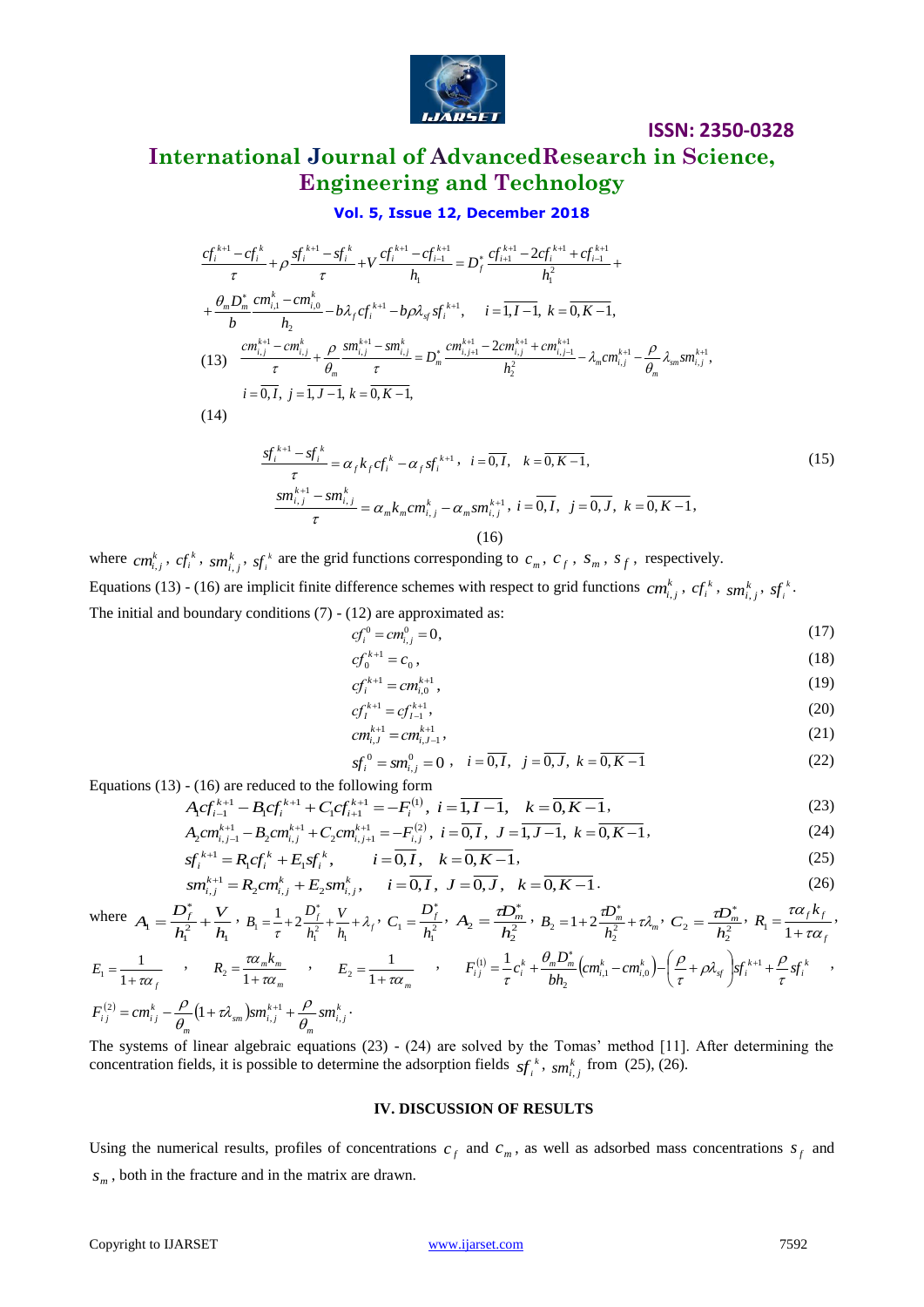$$\frac{cf_i^{k+1}-cf_i^k}{\tau}+\rho\frac{sf_i^{k+1}-sf_i^k}{\tau}+V\frac{cf_i^{k+1}-cf_{i-1}^{k+1}}{h_1}=D_f^*\frac{cf_{i+1}^{k+1}-2cf_i^{k+1}+cf_{i-1}^{k+1}}{h_1^2}+$$

$$+\frac{\theta_m D_m^*}{b}\frac{cm_{i,1}^k-cm_{i,0}^k}{h_2}-b\lambda_f cf_i^{k+1}-b\rho\lambda_{sf}sf_i^{k+1},\quad i=\overline{1,I-1},\ k=\overline{0,K-1},$$

$$(13)\quad \frac{cm_{i,j}^{k+1}-cm_{i,j}^k}{\tau}+\frac{\rho}{\theta_m}\frac{sm_{i,j}^{k+1}-sm_{i,j}^k}{\tau}=D_m^*\frac{cm_{i,j+1}^{k+1}-2cm_{i,j}^{k+1}+cm_{i,j-1}^{k+1}}{h_2^2}-\lambda_m cm_{i,j}^{k+1}-\frac{\rho}{\theta_m}\lambda_{sm}sm_{i,j}^{k+1},$$

$$i=\overline{0,I},\ j=\overline{1,J-1},\ k=\overline{0,K-1},$$

(14)

$$\frac{sf_i^{k+1}-sf_i^k}{\tau}=\alpha_f k_f cf_i^k-\alpha_f sf_i^{k+1},\quad i=\overline{0,I},\quad k=\overline{0,K-1},\tag{15}$$

$$\frac{sm_{i,j}^{k+1}-sm_{i,j}^k}{\tau}=\alpha_m k_m cm_{i,j}^k-\alpha_m sm_{i,j}^{k+1},\ i=\overline{0,I},\ j=\overline{0,J},\ k=\overline{0,K-1},\tag{16}$$

where $cm_{i,j}^k$, $cf_i^k$, $sm_{i,j}^k$, $sf_i^k$ are the grid functions corresponding to $c_m$, $c_f$, $s_m$, $s_f$, respectively.

Equations (13) - (16) are implicit finite difference schemes with respect to grid functions $cm_{i,j}^k$, $cf_i^k$, $sm_{i,j}^k$, $sf_i^k$.

The initial and boundary conditions (7) - (12) are approximated as:

$$cf_i^0=cm_{i,j}^0=0,\tag{17}$$

$$cf_0^{k+1}=c_0,\tag{18}$$

$$cf_i^{k+1}=cm_{i,0}^{k+1},\tag{19}$$

$$cf_I^{k+1}=cf_{I-1}^{k+1},\tag{20}$$

$$cm_{i,J}^{k+1}=cm_{i,J-1}^{k+1},\tag{21}$$

$$sf_i^0=sm_{i,j}^0=0,\quad i=\overline{0,I},\ \ j=\overline{0,J},\ k=\overline{0,K-1}\tag{22}$$

Equations (13) - (16) are reduced to the following form

$$A_1cf_{i-1}^{k+1}-B_1cf_i^{k+1}+C_1cf_{i+1}^{k+1}=-F_i^{(1)},\ i=\overline{1,I-1},\quad k=\overline{0,K-1},\tag{23}$$

$$A_2cm_{i,j-1}^{k+1}-B_2cm_{i,j}^{k+1}+C_2cm_{i,j+1}^{k+1}=-F_{i,j}^{(2)},\ i=\overline{0,I},\ J=\overline{1,J-1},\ k=\overline{0,K-1},\tag{24}$$

$$sf_i^{k+1}=R_1cf_i^k+E_1sf_i^k,\qquad i=\overline{0,I},\quad k=\overline{0,K-1},\tag{25}$$

$$sm_{i,j}^{k+1}=R_2cm_{i,j}^k+E_2sm_{i,j}^k,\qquad i=\overline{0,I},\ J=\overline{0,J},\quad k=\overline{0,K-1}.\tag{26}$$

where $A_1=\frac{D_f^*}{h_1^2}+\frac{V}{h_1}$, $B_1=\frac{1}{\tau}+2\frac{D_f^*}{h_1^2}+\frac{V}{h_1}+\lambda_f$, $C_1=\frac{D_f^*}{h_1^2}$, $A_2=\frac{\tau D_m^*}{h_2^2}$, $B_2=1+2\frac{\tau D_m^*}{h_2^2}+\tau\lambda_m$, $C_2=\frac{\tau D_m^*}{h_2^2}$, $R_1=\frac{\tau\alpha_f k_f}{1+\tau\alpha_f}$,

$E_1=\frac{1}{1+\tau\alpha_f}$, $R_2=\frac{\tau\alpha_m k_m}{1+\tau\alpha_m}$, $E_2=\frac{1}{1+\tau\alpha_m}$, $F_{ij}^{(1)}=\frac{1}{\tau}c_i^k+\frac{\theta_m D_m^*}{bh_2}\left(cm_{i,1}^k-cm_{i,0}^k\right)-\left(\frac{\rho}{\tau}+\rho\lambda_{sf}\right)sf_i^{k+1}+\frac{\rho}{\tau}sf_i^k$,

$F_{ij}^{(2)}=cm_{ij}^k-\frac{\rho}{\theta_m}\left(1+\tau\lambda_{sm}\right)sm_{i,j}^{k+1}+\frac{\rho}{\theta_m}sm_{i,j}^k$.

The systems of linear algebraic equations (23) - (24) are solved by the Tomas' method [11]. After determining the concentration fields, it is possible to determine the adsorption fields $sf_i^k$, $sm_{i,j}^k$ from (25), (26).

## IV. DISCUSSION OF RESULTS

Using the numerical results, profiles of concentrations $c_f$ and $c_m$, as well as adsorbed mass concentrations $s_f$ and $s_m$, both in the fracture and in the matrix are drawn.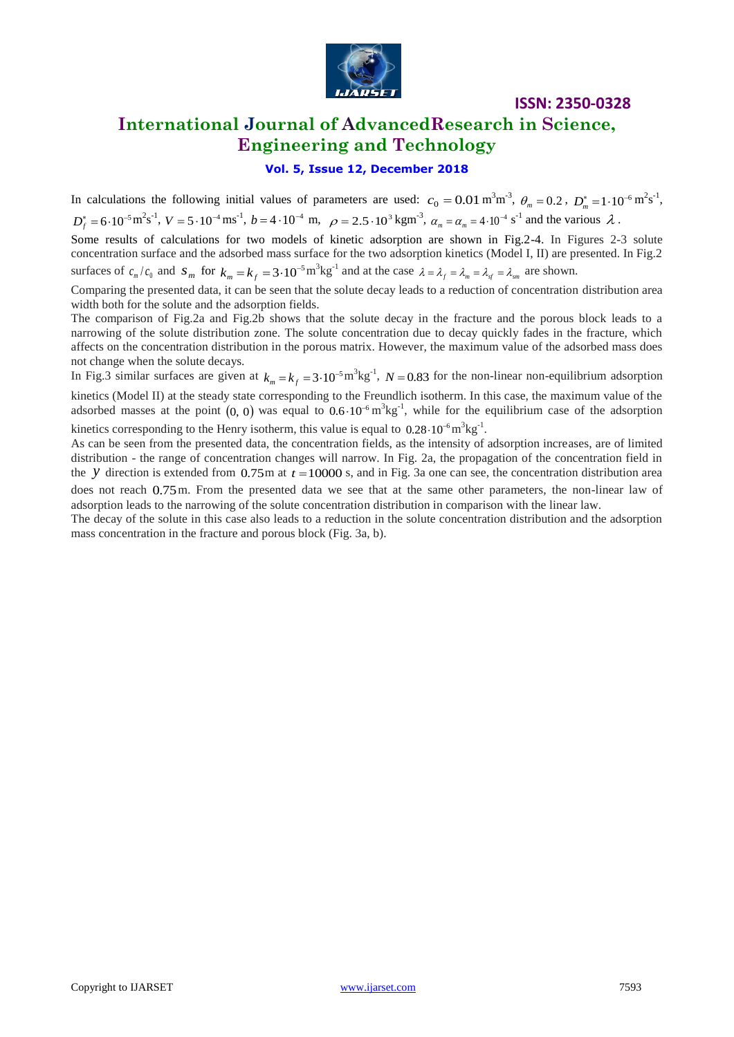In calculations the following initial values of parameters are used: $c_0 = 0.01\,\text{m}^3\text{m}^{-3}$, $\theta_m = 0.2$, $D_m^* = 1\cdot 10^{-6}\,\text{m}^2\text{s}^{-1}$, $D_f^* = 6\cdot 10^{-5}\,\text{m}^2\text{s}^{-1}$, $V = 5\cdot 10^{-4}\,\text{ms}^{-1}$, $b = 4\cdot 10^{-4}$ m, $\rho = 2.5\cdot 10^3\,\text{kgm}^{-3}$, $\alpha_m = \alpha_m = 4\cdot 10^{-4}\,\text{s}^{-1}$ and the various $\lambda$.

Some results of calculations for two models of kinetic adsorption are shown in Fig.2-4. In Figures 2-3 solute concentration surface and the adsorbed mass surface for the two adsorption kinetics (Model I, II) are presented. In Fig.2 surfaces of $c_m/c_0$ and $s_m$ for $k_m = k_f = 3\cdot 10^{-5}\,\text{m}^3\text{kg}^{-1}$ and at the case $\lambda = \lambda_f = \lambda_m = \lambda_{sf} = \lambda_{sm}$ are shown.

Comparing the presented data, it can be seen that the solute decay leads to a reduction of concentration distribution area width both for the solute and the adsorption fields.

The comparison of Fig.2a and Fig.2b shows that the solute decay in the fracture and the porous block leads to a narrowing of the solute distribution zone. The solute concentration due to decay quickly fades in the fracture, which affects on the concentration distribution in the porous matrix. However, the maximum value of the adsorbed mass does not change when the solute decays.

In Fig.3 similar surfaces are given at $k_m = k_f = 3\cdot 10^{-5}\,\text{m}^3\text{kg}^{-1}$, $N = 0.83$ for the non-linear non-equilibrium adsorption kinetics (Model II) at the steady state corresponding to the Freundlich isotherm. In this case, the maximum value of the adsorbed masses at the point $(0, 0)$ was equal to $0.6\cdot 10^{-6}\,\text{m}^3\text{kg}^{-1}$, while for the equilibrium case of the adsorption kinetics corresponding to the Henry isotherm, this value is equal to $0.28\cdot 10^{-6}\,\text{m}^3\text{kg}^{-1}$.

As can be seen from the presented data, the concentration fields, as the intensity of adsorption increases, are of limited distribution - the range of concentration changes will narrow. In Fig. 2a, the propagation of the concentration field in the $y$ direction is extended from $0.75$m at $t = 10000$ s, and in Fig. 3a one can see, the concentration distribution area does not reach $0.75$m. From the presented data we see that at the same other parameters, the non-linear law of adsorption leads to the narrowing of the solute concentration distribution in comparison with the linear law.

The decay of the solute in this case also leads to a reduction in the solute concentration distribution and the adsorption mass concentration in the fracture and porous block (Fig. 3a, b).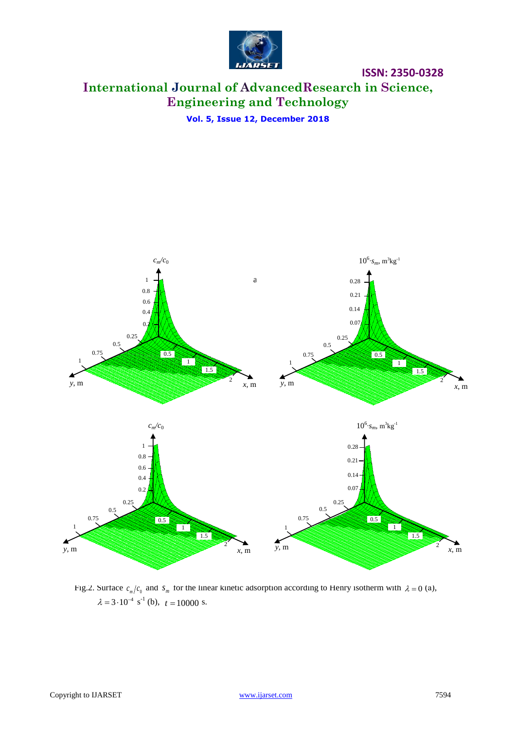Fig.2. Surface $c_m/c_0$ and $s_m$ for the linear kinetic adsorption according to Henry isotherm with $\lambda = 0$ (a), $\lambda = 3 \cdot 10^{-4}$ s$^{-1}$ (b), $t = 10000$ s.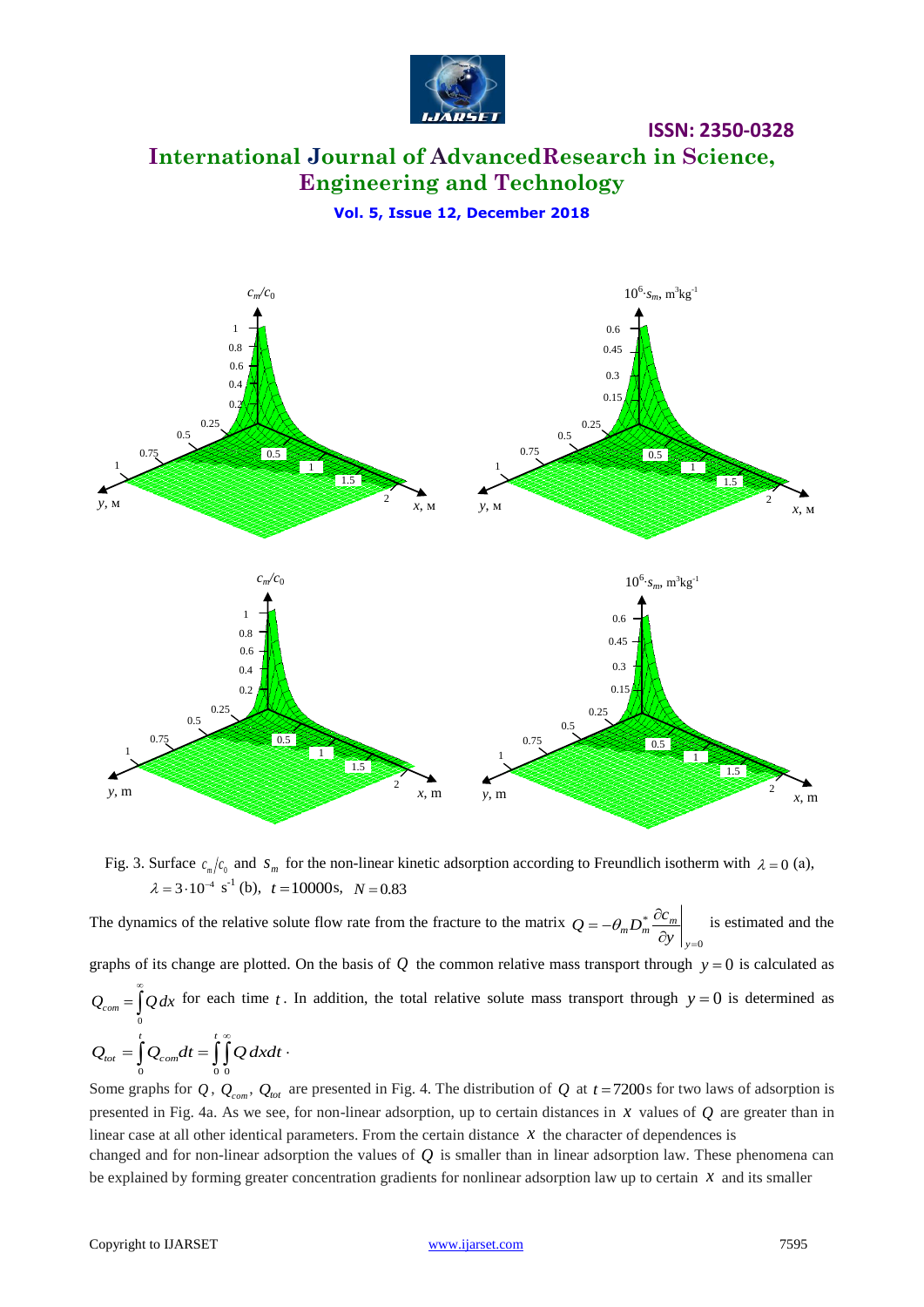Fig. 3. Surface $c_m/c_0$ and $s_m$ for the non-linear kinetic adsorption according to Freundlich isotherm with $\lambda = 0$ (a), $\lambda = 3 \cdot 10^{-4}$ s$^{-1}$ (b), $t = 10000$s, $N = 0.83$

The dynamics of the relative solute flow rate from the fracture to the matrix $Q = -\theta_m D_m^* \left. \dfrac{\partial c_m}{\partial y} \right|_{y=0}$ is estimated and the graphs of its change are plotted. On the basis of $Q$ the common relative mass transport through $y = 0$ is calculated as $Q_{com} = \int_0^\infty Q\, dx$ for each time $t$. In addition, the total relative solute mass transport through $y = 0$ is determined as $Q_{tot} = \int_0^t Q_{com} dt = \int_0^t \int_0^\infty Q\, dx dt$.

Some graphs for $Q$, $Q_{com}$, $Q_{tot}$ are presented in Fig. 4. The distribution of $Q$ at $t = 7200$s for two laws of adsorption is presented in Fig. 4a. As we see, for non-linear adsorption, up to certain distances in $x$ values of $Q$ are greater than in linear case at all other identical parameters. From the certain distance $x$ the character of dependences is changed and for non-linear adsorption the values of $Q$ is smaller than in linear adsorption law. These phenomena can be explained by forming greater concentration gradients for nonlinear adsorption law up to certain $x$ and its smaller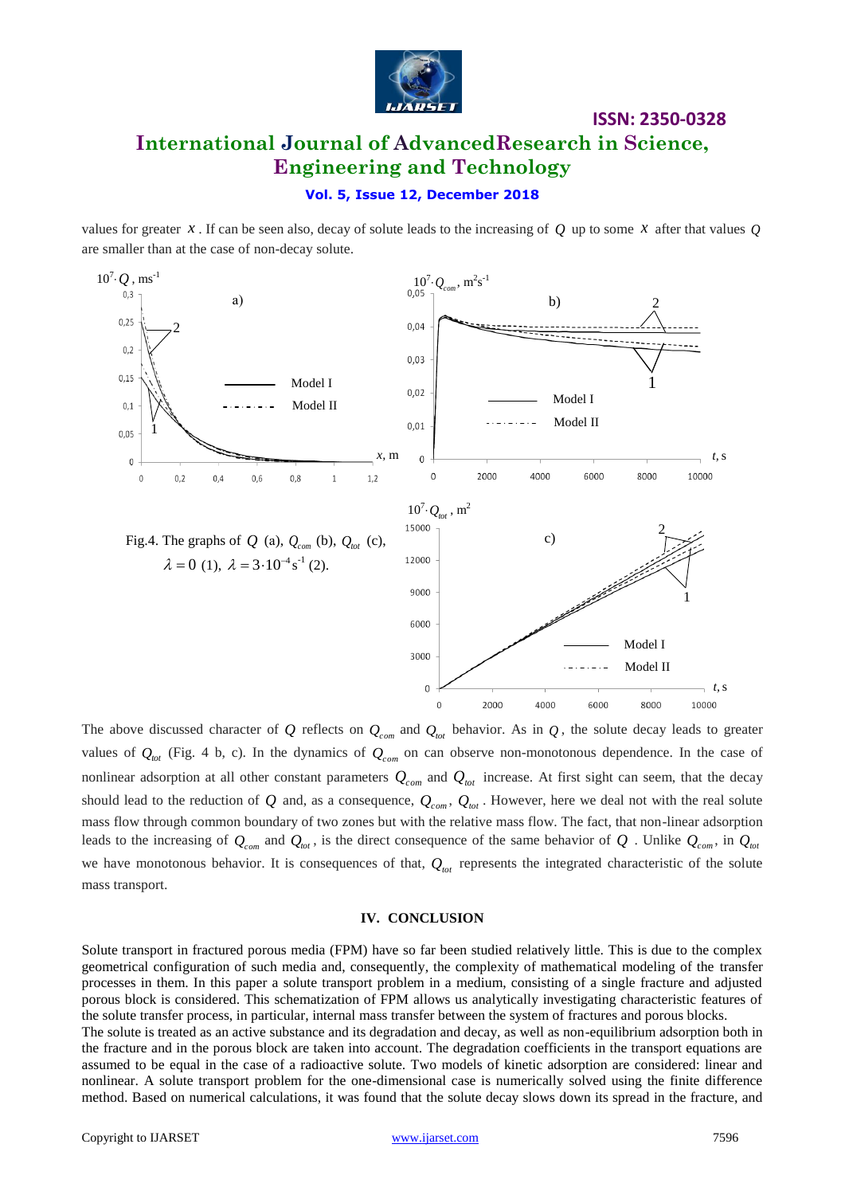values for greater $x$. If can be seen also, decay of solute leads to the increasing of $Q$ up to some $x$ after that values $Q$ are smaller than at the case of non-decay solute.

Fig.4. The graphs of $Q$ (a), $Q_{com}$ (b), $Q_{tot}$ (c), $\lambda = 0$ (1), $\lambda = 3 \cdot 10^{-4}\,\text{s}^{-1}$ (2).

The above discussed character of $Q$ reflects on $Q_{com}$ and $Q_{tot}$ behavior. As in $Q$, the solute decay leads to greater values of $Q_{tot}$ (Fig. 4 b, c). In the dynamics of $Q_{com}$ on can observe non-monotonous dependence. In the case of nonlinear adsorption at all other constant parameters $Q_{com}$ and $Q_{tot}$ increase. At first sight can seem, that the decay should lead to the reduction of $Q$ and, as a consequence, $Q_{com}$, $Q_{tot}$. However, here we deal not with the real solute mass flow through common boundary of two zones but with the relative mass flow. The fact, that non-linear adsorption leads to the increasing of $Q_{com}$ and $Q_{tot}$, is the direct consequence of the same behavior of $Q$. Unlike $Q_{com}$, in $Q_{tot}$ we have monotonous behavior. It is consequences of that, $Q_{tot}$ represents the integrated characteristic of the solute mass transport.

## IV. CONCLUSION

Solute transport in fractured porous media (FPM) have so far been studied relatively little. This is due to the complex geometrical configuration of such media and, consequently, the complexity of mathematical modeling of the transfer processes in them. In this paper a solute transport problem in a medium, consisting of a single fracture and adjusted porous block is considered. This schematization of FPM allows us analytically investigating characteristic features of the solute transfer process, in particular, internal mass transfer between the system of fractures and porous blocks.

The solute is treated as an active substance and its degradation and decay, as well as non-equilibrium adsorption both in the fracture and in the porous block are taken into account. The degradation coefficients in the transport equations are assumed to be equal in the case of a radioactive solute. Two models of kinetic adsorption are considered: linear and nonlinear. A solute transport problem for the one-dimensional case is numerically solved using the finite difference method. Based on numerical calculations, it was found that the solute decay slows down its spread in the fracture, and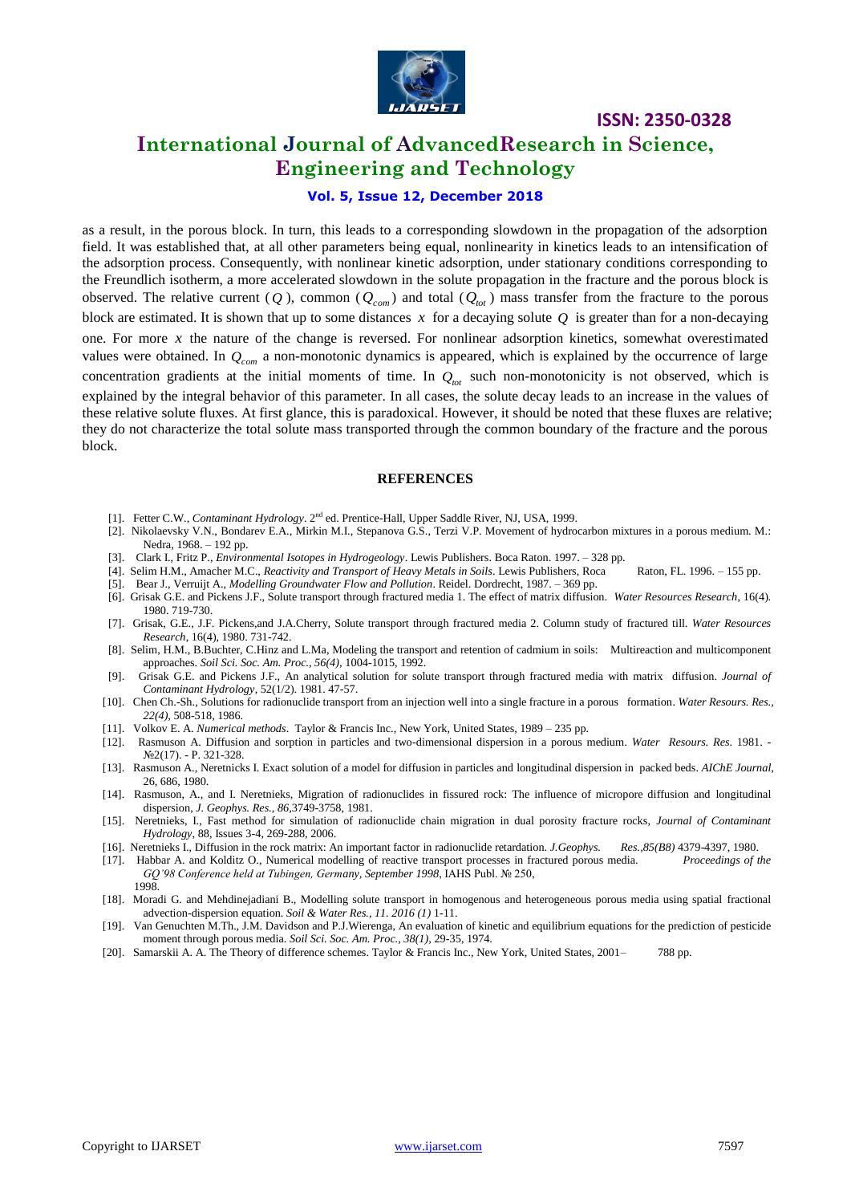as a result, in the porous block. In turn, this leads to a corresponding slowdown in the propagation of the adsorption field. It was established that, at all other parameters being equal, nonlinearity in kinetics leads to an intensification of the adsorption process. Consequently, with nonlinear kinetic adsorption, under stationary conditions corresponding to the Freundlich isotherm, a more accelerated slowdown in the solute propagation in the fracture and the porous block is observed. The relative current ($Q$), common ($Q_{com}$) and total ($Q_{tot}$) mass transfer from the fracture to the porous block are estimated. It is shown that up to some distances $x$ for a decaying solute $Q$ is greater than for a non-decaying one. For more $x$ the nature of the change is reversed. For nonlinear adsorption kinetics, somewhat overestimated values were obtained. In $Q_{com}$ a non-monotonic dynamics is appeared, which is explained by the occurrence of large concentration gradients at the initial moments of time. In $Q_{tot}$ such non-monotonicity is not observed, which is explained by the integral behavior of this parameter. In all cases, the solute decay leads to an increase in the values of these relative solute fluxes. At first glance, this is paradoxical. However, it should be noted that these fluxes are relative; they do not characterize the total solute mass transported through the common boundary of the fracture and the porous block.

## REFERENCES

[1]. Fetter C.W., *Contaminant Hydrology*. 2nd ed. Prentice-Hall, Upper Saddle River, NJ, USA, 1999.

[2]. Nikolaevsky V.N., Bondarev E.A., Mirkin M.I., Stepanova G.S., Terzi V.P. Movement of hydrocarbon mixtures in a porous medium. M.: Nedra, 1968. – 192 pp.

[3]. Clark I., Fritz P., *Environmental Isotopes in Hydrogeology*. Lewis Publishers. Boca Raton. 1997. – 328 pp.

[4]. Selim H.M., Amacher M.C., *Reactivity and Transport of Heavy Metals in Soils*. Lewis Publishers, Roca Raton, FL. 1996. – 155 pp.

[5]. Bear J., Verruijt A., *Modelling Groundwater Flow and Pollution*. Reidel. Dordrecht, 1987. – 369 pp.

[6]. Grisak G.E. and Pickens J.F., Solute transport through fractured media 1. The effect of matrix diffusion. *Water Resources Research*, 16(4). 1980. 719-730.

[7]. Grisak, G.E., J.F. Pickens,and J.A.Cherry, Solute transport through fractured media 2. Column study of fractured till. *Water Resources Research*, 16(4), 1980. 731-742.

[8]. Selim, H.M., B.Buchter, C.Hinz and L.Ma, Modeling the transport and retention of cadmium in soils: Multireaction and multicomponent approaches. *Soil Sci. Soc. Am. Proc.*, *56(4)*, 1004-1015, 1992.

[9]. Grisak G.E. and Pickens J.F., An analytical solution for solute transport through fractured media with matrix diffusion. *Journal of Contaminant Hydrology*, 52(1/2). 1981. 47-57.

[10]. Chen Ch.-Sh., Solutions for radionuclide transport from an injection well into a single fracture in a porous formation. *Water Resours. Res.*, *22(4)*, 508-518, 1986.

[11]. Volkov E. A. *Numerical methods*. Taylor & Francis Inc., New York, United States, 1989 – 235 pp.

[12]. Rasmuson A. Diffusion and sorption in particles and two-dimensional dispersion in a porous medium. *Water Resours. Res*. 1981. - №2(17). - P. 321-328.

[13]. Rasmuson A., Neretnicks I. Exact solution of a model for diffusion in particles and longitudinal dispersion in packed beds. *AIChE Journal*, 26, 686, 1980.

[14]. Rasmuson, A., and I. Neretnieks, Migration of radionuclides in fissured rock: The influence of micropore diffusion and longitudinal dispersion, *J. Geophys. Res.*, *86*,3749-3758, 1981.

[15]. Neretnieks, I., Fast method for simulation of radionuclide chain migration in dual porosity fracture rocks, *Journal of Contaminant Hydrology*, 88, Issues 3-4, 269-288, 2006.

[16]. Neretnieks I., Diffusion in the rock matrix: An important factor in radionuclide retardation. *J.Geophys. Res.*,*85(B8)* 4379-4397, 1980.

[17]. Habbar A. and Kolditz O., Numerical modelling of reactive transport processes in fractured porous media. *Proceedings of the GQ'98 Conference held at Tubingen, Germany, September 1998*, IAHS Publ. № 250, 1998.

[18]. Moradi G. and Mehdinejadiani B., Modelling solute transport in homogenous and heterogeneous porous media using spatial fractional advection-dispersion equation. *Soil & Water Res.*, *11. 2016 (1)* 1-11.

[19]. Van Genuchten M.Th., J.M. Davidson and P.J.Wierenga, An evaluation of kinetic and equilibrium equations for the prediction of pesticide moment through porous media. *Soil Sci. Soc. Am. Proc.*, *38(1)*, 29-35, 1974.

[20]. Samarskii A. A. The Theory of difference schemes. Taylor & Francis Inc., New York, United States, 2001– 788 pp.